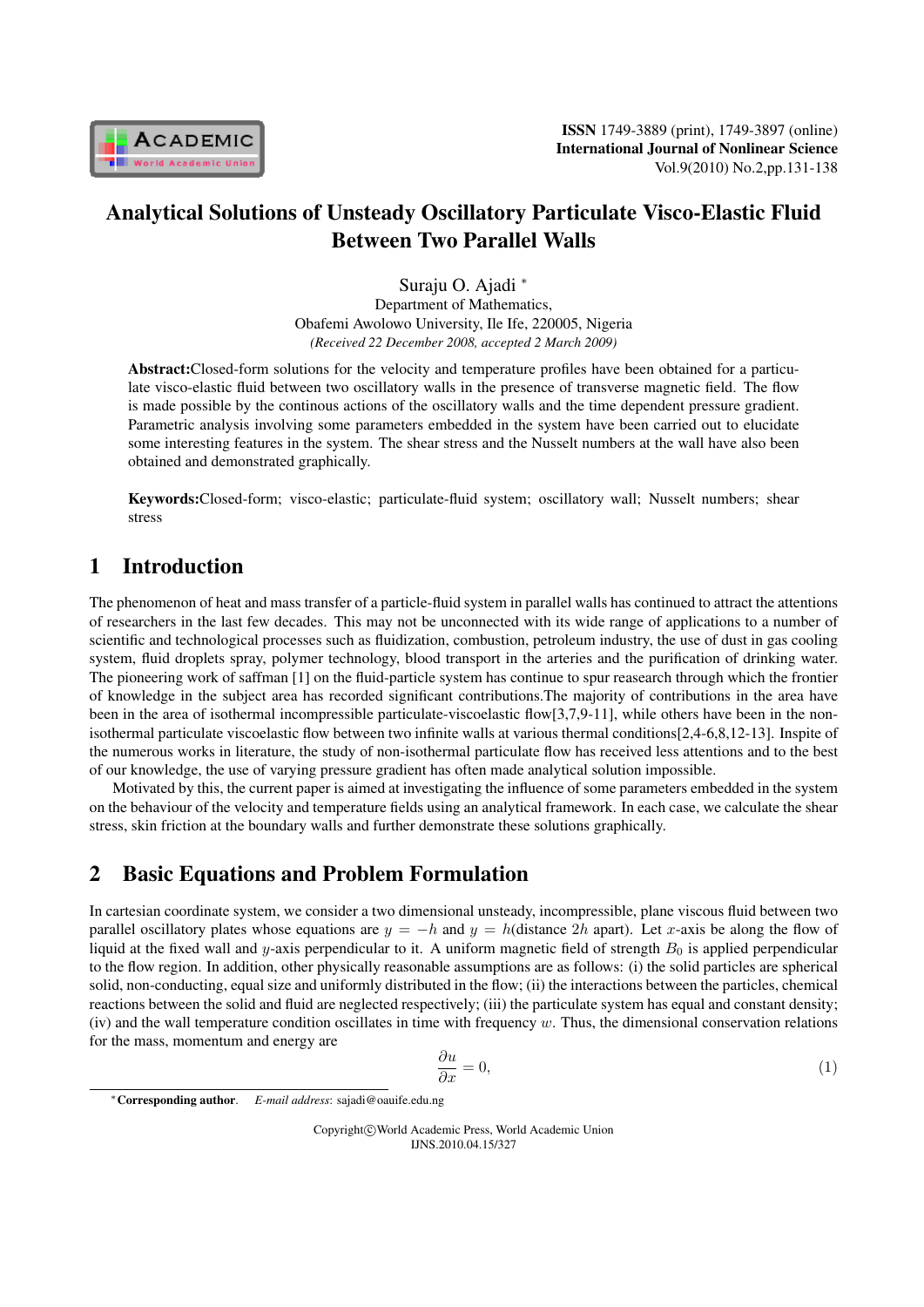# Analytical Solutions of Unsteady Oscillatory Particulate Visco-Elastic Fluid Between Two Parallel Walls

Suraju O. Ajadi [*]

Department of Mathematics,
Obafemi Awolowo University, Ile Ife, 220005, Nigeria

*(Received 22 December 2008, accepted 2 March 2009)*

**Abstract:** Closed-form solutions for the velocity and temperature profiles have been obtained for a particulate visco-elastic fluid between two oscillatory walls in the presence of transverse magnetic field. The flow is made possible by the continous actions of the oscillatory walls and the time dependent pressure gradient. Parametric analysis involving some parameters embedded in the system have been carried out to elucidate some interesting features in the system. The shear stress and the Nusselt numbers at the wall have also been obtained and demonstrated graphically.

**Keywords:** Closed-form; visco-elastic; particulate-fluid system; oscillatory wall; Nusselt numbers; shear stress

## 1 Introduction

The phenomenon of heat and mass transfer of a particle-fluid system in parallel walls has continued to attract the attentions of researchers in the last few decades. This may not be unconnected with its wide range of applications to a number of scientific and technological processes such as fluidization, combustion, petroleum industry, the use of dust in gas cooling system, fluid droplets spray, polymer technology, blood transport in the arteries and the purification of drinking water. The pioneering work of saffman [1] on the fluid-particle system has continue to spur reasearch through which the frontier of knowledge in the subject area has recorded significant contributions.The majority of contributions in the area have been in the area of isothermal incompressible particulate-viscoelastic flow[3,7,9-11], while others have been in the non-isothermal particulate viscoelastic flow between two infinite walls at various thermal conditions[2,4-6,8,12-13]. Inspite of the numerous works in literature, the study of non-isothermal particulate flow has received less attentions and to the best of our knowledge, the use of varying pressure gradient has often made analytical solution impossible.

Motivated by this, the current paper is aimed at investigating the influence of some parameters embedded in the system on the behaviour of the velocity and temperature fields using an analytical framework. In each case, we calculate the shear stress, skin friction at the boundary walls and further demonstrate these solutions graphically.

## 2 Basic Equations and Problem Formulation

In cartesian coordinate system, we consider a two dimensional unsteady, incompressible, plane viscous fluid between two parallel oscillatory plates whose equations are $y = -h$ and $y = h$(distance $2h$ apart). Let $x$-axis be along the flow of liquid at the fixed wall and $y$-axis perpendicular to it. A uniform magnetic field of strength $B_0$ is applied perpendicular to the flow region. In addition, other physically reasonable assumptions are as follows: (i) the solid particles are spherical solid, non-conducting, equal size and uniformly distributed in the flow; (ii) the interactions between the particles, chemical reactions between the solid and fluid are neglected respectively; (iii) the particulate system has equal and constant density; (iv) and the wall temperature condition oscillates in time with frequency $w$. Thus, the dimensional conservation relations for the mass, momentum and energy are

$$\frac{\partial u}{\partial x} = 0, \tag{1}$$

[*] **Corresponding author**. *E-mail address*: sajadi@oauife.edu.ng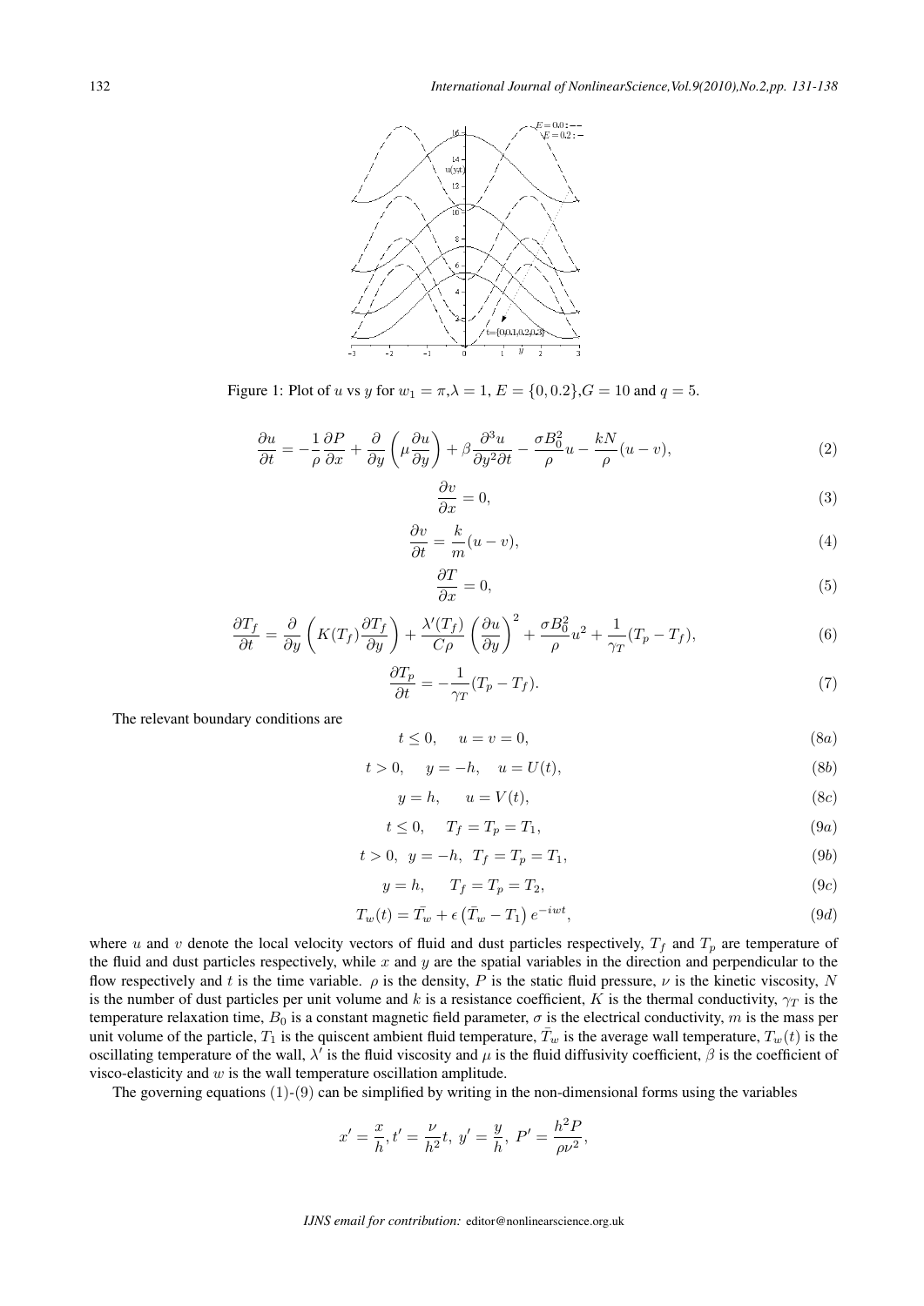Figure 1: Plot of $u$ vs $y$ for $w_1 = \pi, \lambda = 1$, $E = \{0, 0.2\}, G = 10$ and $q = 5$.

$$\frac{\partial u}{\partial t} = -\frac{1}{\rho}\frac{\partial P}{\partial x} + \frac{\partial}{\partial y}\left(\mu \frac{\partial u}{\partial y}\right) + \beta \frac{\partial^3 u}{\partial y^2 \partial t} - \frac{\sigma B_0^2}{\rho}u - \frac{kN}{\rho}(u - v), \tag{2}$$

$$\frac{\partial v}{\partial x} = 0, \tag{3}$$

$$\frac{\partial v}{\partial t} = \frac{k}{m}(u - v), \tag{4}$$

$$\frac{\partial T}{\partial x} = 0, \tag{5}$$

$$\frac{\partial T_f}{\partial t} = \frac{\partial}{\partial y}\left(K(T_f)\frac{\partial T_f}{\partial y}\right) + \frac{\lambda'(T_f)}{C\rho}\left(\frac{\partial u}{\partial y}\right)^2 + \frac{\sigma B_0^2}{\rho}u^2 + \frac{1}{\gamma_T}(T_p - T_f), \tag{6}$$

$$\frac{\partial T_p}{\partial t} = -\frac{1}{\gamma_T}(T_p - T_f). \tag{7}$$

The relevant boundary conditions are

$$t \leq 0, \quad u = v = 0, \tag{8a}$$

$$t > 0, \quad y = -h, \quad u = U(t), \tag{8b}$$

$$y = h, \quad u = V(t), \tag{8c}$$

$$t \leq 0, \quad T_f = T_p = T_1, \tag{9a}$$

$$t > 0, \ \ y = -h, \ \ T_f = T_p = T_1, \tag{9b}$$

$$y = h, \quad T_f = T_p = T_2, \tag{9c}$$

$$T_w(t) = \bar{T_w} + \epsilon\left(\bar{T}_w - T_1\right)e^{-iwt}, \tag{9d}$$

where $u$ and $v$ denote the local velocity vectors of fluid and dust particles respectively, $T_f$ and $T_p$ are temperature of the fluid and dust particles respectively, while $x$ and $y$ are the spatial variables in the direction and perpendicular to the flow respectively and $t$ is the time variable. $\rho$ is the density, $P$ is the static fluid pressure, $\nu$ is the kinetic viscosity, $N$ is the number of dust particles per unit volume and $k$ is a resistance coefficient, $K$ is the thermal conductivity, $\gamma_T$ is the temperature relaxation time, $B_0$ is a constant magnetic field parameter, $\sigma$ is the electrical conductivity, $m$ is the mass per unit volume of the particle, $T_1$ is the quiscent ambient fluid temperature, $\bar{T}_w$ is the average wall temperature, $T_w(t)$ is the oscillating temperature of the wall, $\lambda'$ is the fluid viscosity and $\mu$ is the fluid diffusivity coefficient, $\beta$ is the coefficient of visco-elasticity and $w$ is the wall temperature oscillation amplitude.

The governing equations $(1)$-$(9)$ can be simplified by writing in the non-dimensional forms using the variables

$$x' = \frac{x}{h}, t' = \frac{\nu}{h^2}t, \ y' = \frac{y}{h}, \ P' = \frac{h^2 P}{\rho \nu^2},$$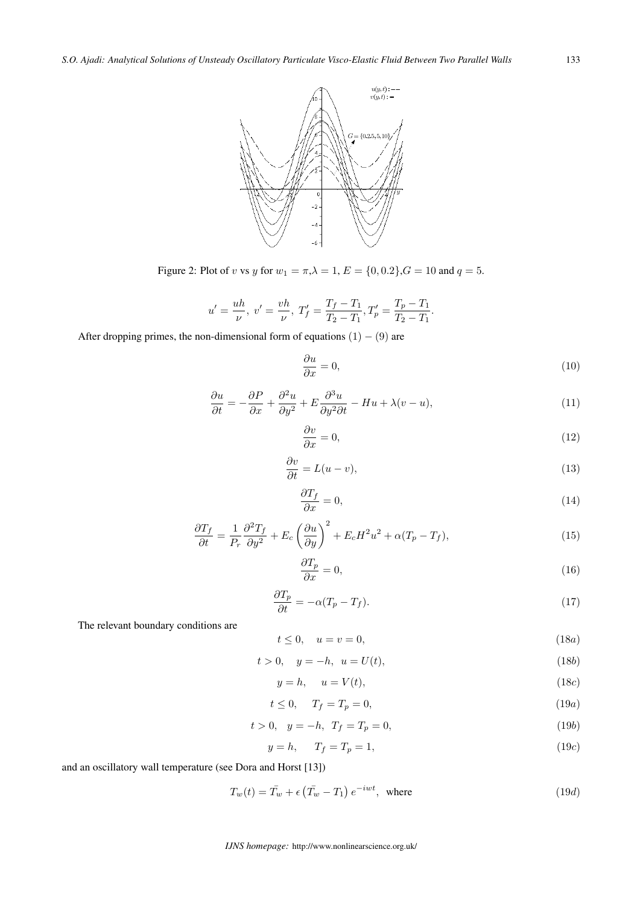$u(y,t)$: – –
$v(y,t)$: —

$G = \{0,2.5,5,10\}$

Figure 2: Plot of $v$ vs $y$ for $w_1 = \pi, \lambda = 1$, $E = \{0, 0.2\}, G = 10$ and $q = 5$.

$$u' = \frac{uh}{\nu},\ v' = \frac{vh}{\nu},\ T_f' = \frac{T_f - T_1}{T_2 - T_1}, T_p' = \frac{T_p - T_1}{T_2 - T_1}.$$

After dropping primes, the non-dimensional form of equations $(1) - (9)$ are

$$\frac{\partial u}{\partial x} = 0, \tag{10}$$

$$\frac{\partial u}{\partial t} = -\frac{\partial P}{\partial x} + \frac{\partial^2 u}{\partial y^2} + E\frac{\partial^3 u}{\partial y^2 \partial t} - Hu + \lambda(v - u), \tag{11}$$

$$\frac{\partial v}{\partial x} = 0, \tag{12}$$

$$\frac{\partial v}{\partial t} = L(u - v), \tag{13}$$

$$\frac{\partial T_f}{\partial x} = 0, \tag{14}$$

$$\frac{\partial T_f}{\partial t} = \frac{1}{P_r}\frac{\partial^2 T_f}{\partial y^2} + E_c\left(\frac{\partial u}{\partial y}\right)^2 + E_c H^2 u^2 + \alpha(T_p - T_f), \tag{15}$$

$$\frac{\partial T_p}{\partial x} = 0, \tag{16}$$

$$\frac{\partial T_p}{\partial t} = -\alpha(T_p - T_f). \tag{17}$$

The relevant boundary conditions are

$$t \leq 0, \quad u = v = 0, \tag{18a}$$

$$t > 0, \quad y = -h, \ \ u = U(t), \tag{18b}$$

$$y = h, \quad\ u = V(t), \tag{18c}$$

$$t \leq 0, \quad T_f = T_p = 0, \tag{19a}$$

$$t > 0, \ \ y = -h, \ T_f = T_p = 0, \tag{19b}$$

$$y = h, \quad\ T_f = T_p = 1, \tag{19c}$$

and an oscillatory wall temperature (see Dora and Horst [13])

$$T_w(t) = \bar{T_w} + \epsilon\left(\bar{T_w} - T_1\right)e^{-iwt}, \ \text{where} \tag{19d}$$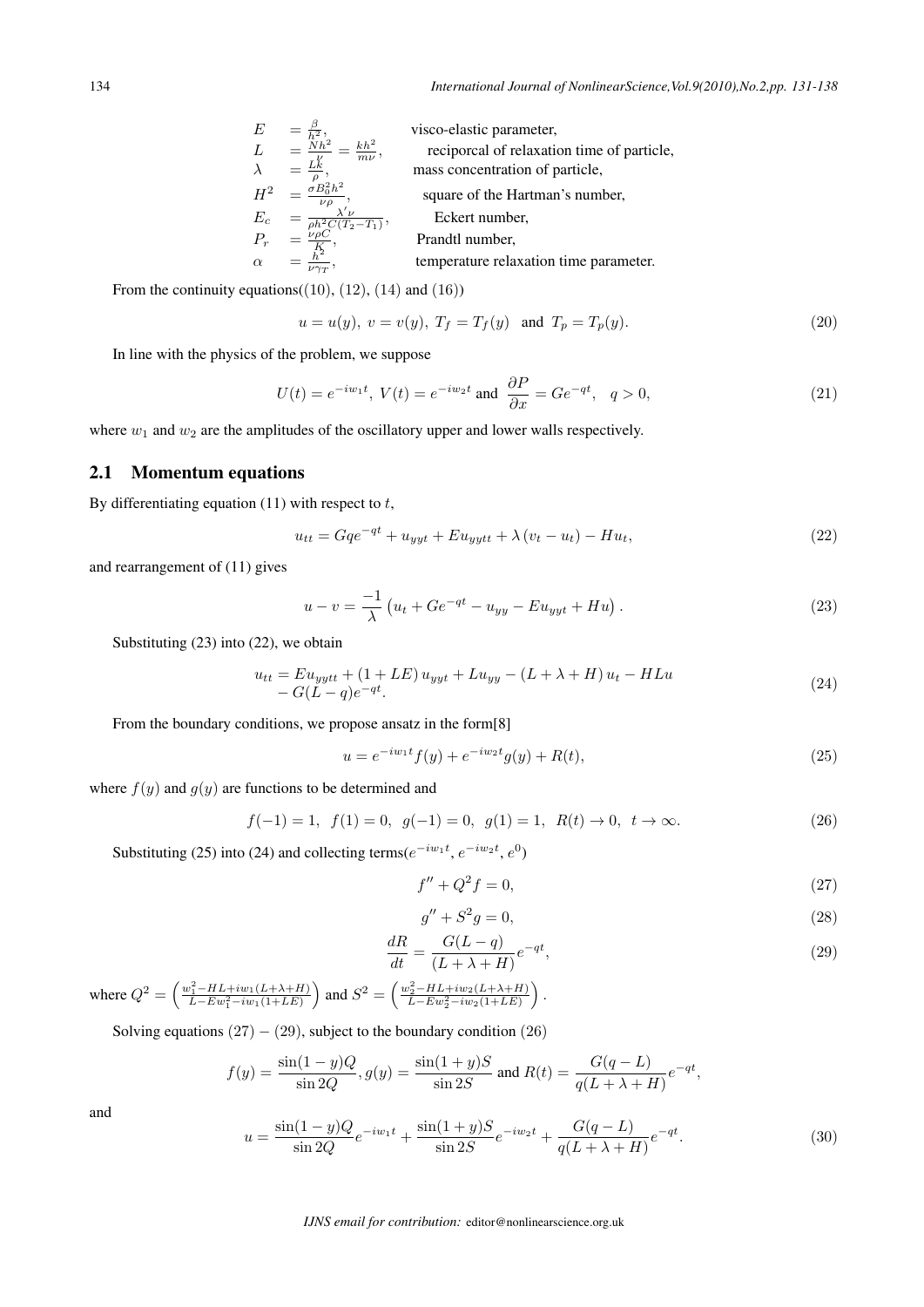$$
\begin{aligned}
E &= \frac{\beta}{h^2}, && \text{visco-elastic parameter,}\\
L &= \frac{Nh^2}{K} = \frac{kh^2}{m\nu}, && \text{reciporcal of relaxation time of particle,}\\
\lambda &= \frac{Lk}{\rho}, && \text{mass concentration of particle,}\\
H^2 &= \frac{\sigma B_0^2 h^2}{\nu\rho}, && \text{square of the Hartman's number,}\\
E_c &= \frac{\lambda'\nu}{\rho h^2 C(T_2-T_1)}, && \text{Eckert number,}\\
P_r &= \frac{\nu\rho C}{K}, && \text{Prandtl number,}\\
\alpha &= \frac{h^2}{\nu\gamma_T}, && \text{temperature relaxation time parameter.}
\end{aligned}
$$

From the continuity equations((10), (12), (14) and (16))

$$
u = u(y),\ v = v(y),\ T_f = T_f(y) \ \text{ and } \ T_p = T_p(y). \tag{20}
$$

In line with the physics of the problem, we suppose

$$
U(t) = e^{-iw_1 t},\ V(t) = e^{-iw_2 t} \text{ and } \frac{\partial P}{\partial x} = Ge^{-qt}, \quad q > 0, \tag{21}
$$

where $w_1$ and $w_2$ are the amplitudes of the oscillatory upper and lower walls respectively.

## 2.1 Momentum equations

By differentiating equation (11) with respect to $t$,

$$
u_{tt} = Gqe^{-qt} + u_{yyt} + Eu_{yytt} + \lambda\left(v_t - u_t\right) - Hu_t, \tag{22}
$$

and rearrangement of (11) gives

$$
u - v = \frac{-1}{\lambda}\left(u_t + Ge^{-qt} - u_{yy} - Eu_{yyt} + Hu\right). \tag{23}
$$

Substituting (23) into (22), we obtain

$$
\begin{aligned}
u_{tt} = {} & Eu_{yytt} + (1 + LE)\, u_{yyt} + Lu_{yy} - (L + \lambda + H)\, u_t - HLu \\
& - G(L - q)e^{-qt}.
\end{aligned} \tag{24}
$$

From the boundary conditions, we propose ansatz in the form[8]

$$
u = e^{-iw_1 t} f(y) + e^{-iw_2 t} g(y) + R(t), \tag{25}
$$

where $f(y)$ and $g(y)$ are functions to be determined and

$$
f(-1) = 1,\ \ f(1) = 0,\ \ g(-1) = 0,\ \ g(1) = 1,\ \ R(t) \to 0,\ \ t \to \infty. \tag{26}
$$

Substituting (25) into (24) and collecting terms($e^{-iw_1 t}$, $e^{-iw_2 t}$, $e^0$)

$$
f'' + Q^2 f = 0, \tag{27}
$$

$$
g'' + S^2 g = 0, \tag{28}
$$

$$
\frac{dR}{dt} = \frac{G(L - q)}{(L + \lambda + H)} e^{-qt}, \tag{29}
$$

where $Q^2 = \left(\frac{w_1^2 - HL + iw_1(L+\lambda+H)}{L - Ew_1^2 - iw_1(1+LE)}\right)$ and $S^2 = \left(\frac{w_2^2 - HL + iw_2(L+\lambda+H)}{L - Ew_2^2 - iw_2(1+LE)}\right)$.

Solving equations $(27) - (29)$, subject to the boundary condition $(26)$

$$
f(y) = \frac{\sin(1 - y)Q}{\sin 2Q},\ g(y) = \frac{\sin(1 + y)S}{\sin 2S} \text{ and } R(t) = \frac{G(q - L)}{q(L + \lambda + H)} e^{-qt},
$$

and

$$
u = \frac{\sin(1 - y)Q}{\sin 2Q} e^{-iw_1 t} + \frac{\sin(1 + y)S}{\sin 2S} e^{-iw_2 t} + \frac{G(q - L)}{q(L + \lambda + H)} e^{-qt}. \tag{30}
$$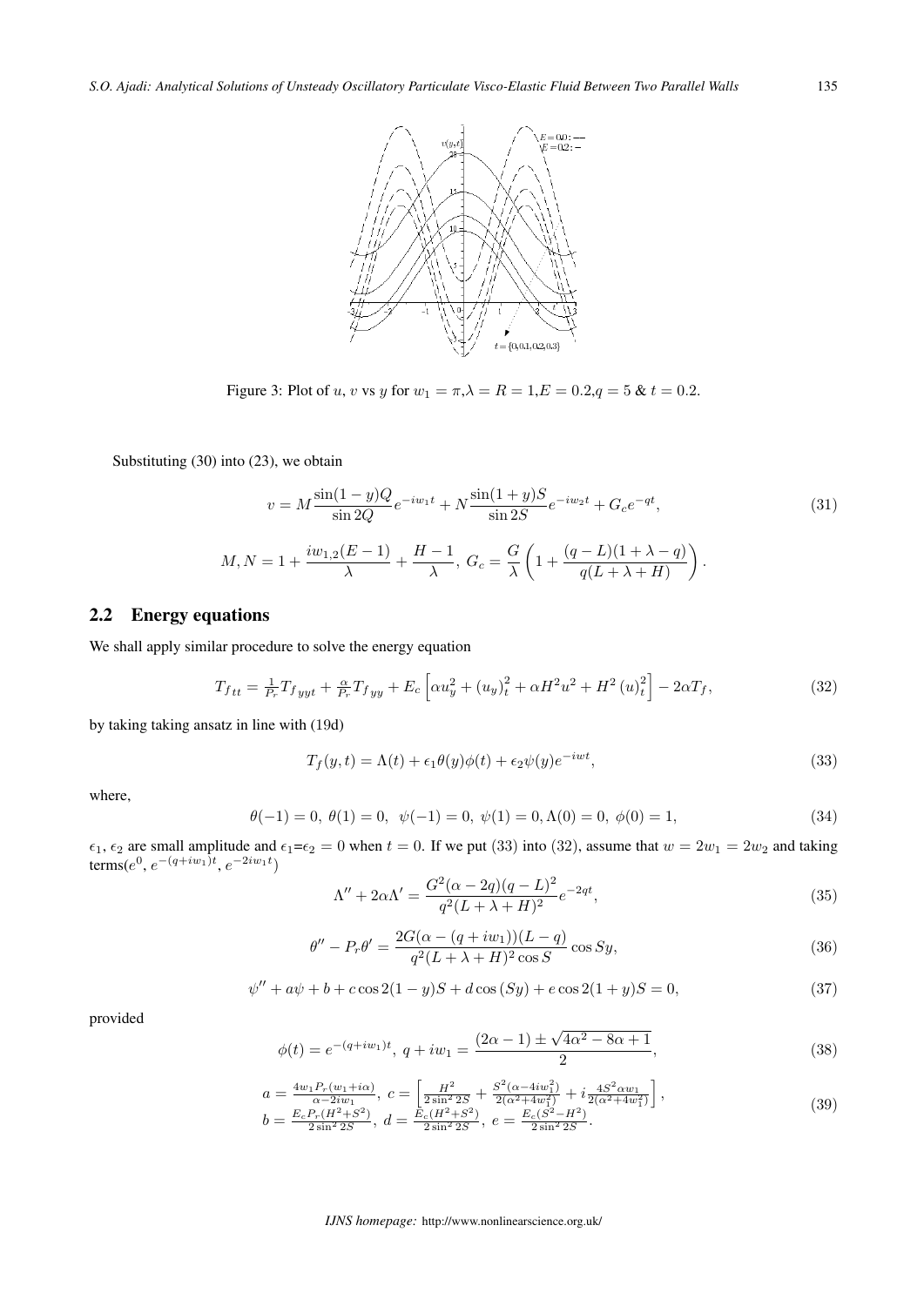$v(y,t)$

20

15

10

5

-3 -2 -1 0 1 2 3

$E = 0.0$: —

$E = 0.2$: - -

$t = \{0, 0.1, 0.2, 0.3\}$

Figure 3: Plot of $u$, $v$ vs $y$ for $w_1 = \pi, \lambda = R = 1, E = 0.2, q = 5$ & $t = 0.2$.

Substituting (30) into (23), we obtain

$$v = M\frac{\sin(1-y)Q}{\sin 2Q}e^{-iw_1 t} + N\frac{\sin(1+y)S}{\sin 2S}e^{-iw_2 t} + G_c e^{-qt}, \tag{31}$$

$$M, N = 1 + \frac{iw_{1,2}(E-1)}{\lambda} + \frac{H-1}{\lambda},\ G_c = \frac{G}{\lambda}\left(1 + \frac{(q-L)(1+\lambda-q)}{q(L+\lambda+H)}\right).$$

## 2.2 Energy equations

We shall apply similar procedure to solve the energy equation

$$T_{f_{tt}} = \tfrac{1}{P_r}T_{f_{yyt}} + \tfrac{\alpha}{P_r}T_{f_{yy}} + E_c\left[\alpha u_y^2 + (u_y)_t^2 + \alpha H^2 u^2 + H^2(u)_t^2\right] - 2\alpha T_f, \tag{32}$$

by taking taking ansatz in line with (19d)

$$T_f(y,t) = \Lambda(t) + \epsilon_1\theta(y)\phi(t) + \epsilon_2\psi(y)e^{-iwt}, \tag{33}$$

where,

$$\theta(-1) = 0,\ \theta(1) = 0,\ \ \psi(-1) = 0,\ \psi(1) = 0, \Lambda(0) = 0,\ \phi(0) = 1, \tag{34}$$

$\epsilon_1$, $\epsilon_2$ are small amplitude and $\epsilon_1$=$\epsilon_2$ = 0 when $t = 0$. If we put (33) into (32), assume that $w = 2w_1 = 2w_2$ and taking terms($e^0$, $e^{-(q+iw_1)t}$, $e^{-2iw_1 t}$)

$$\Lambda'' + 2\alpha\Lambda' = \frac{G^2(\alpha-2q)(q-L)^2}{q^2(L+\lambda+H)^2}e^{-2qt}, \tag{35}$$

$$\theta'' - P_r\theta' = \frac{2G(\alpha-(q+iw_1))(L-q)}{q^2(L+\lambda+H)^2\cos S}\cos Sy, \tag{36}$$

$$\psi'' + a\psi + b + c\cos 2(1-y)S + d\cos(Sy) + e\cos 2(1+y)S = 0, \tag{37}$$

provided

$$\phi(t) = e^{-(q+iw_1)t},\ q + iw_1 = \frac{(2\alpha-1) \pm \sqrt{4\alpha^2 - 8\alpha + 1}}{2}, \tag{38}$$

$$\begin{array}{l} a = \frac{4w_1 P_r(w_1+i\alpha)}{\alpha-2iw_1},\ c = \left[\frac{H^2}{2\sin^2 2S} + \frac{S^2(\alpha-4iw_1^2)}{2(\alpha^2+4w_1^2)} + i\frac{4S^2\alpha w_1}{2(\alpha^2+4w_1^2)}\right], \\ b = \frac{E_c P_r(H^2+S^2)}{2\sin^2 2S},\ d = \frac{E_c(H^2+S^2)}{2\sin^2 2S},\ e = \frac{E_c(S^2-H^2)}{2\sin^2 2S}. \end{array} \tag{39}$$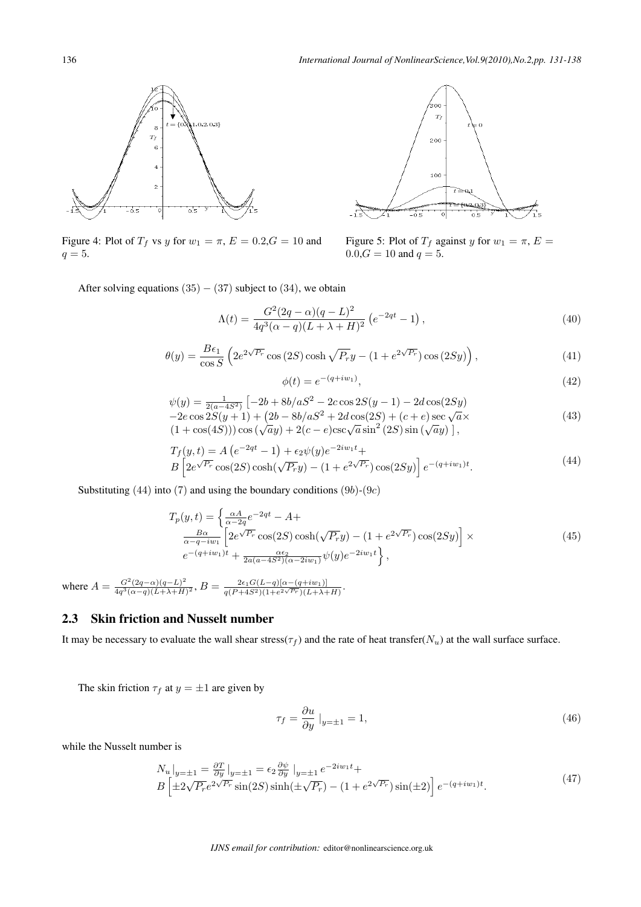Figure 4: Plot of $T_f$ vs $y$ for $w_1 = \pi$, $E = 0.2$, $G = 10$ and $q = 5$.

Figure 5: Plot of $T_f$ against $y$ for $w_1 = \pi$, $E = 0.0$, $G = 10$ and $q = 5$.

After solving equations $(35) - (37)$ subject to $(34)$, we obtain

$$\Lambda(t) = \frac{G^2(2q-\alpha)(q-L)^2}{4q^3(\alpha-q)(L+\lambda+H)^2}\left(e^{-2qt}-1\right), \tag{40}$$

$$\theta(y) = \frac{B\epsilon_1}{\cos S}\left(2e^{2\sqrt{P_r}}\cos(2S)\cosh\sqrt{P_r}y - (1+e^{2\sqrt{P_r}})\cos(2Sy)\right), \tag{41}$$

$$\phi(t) = e^{-(q+iw_1)}, \tag{42}$$

$$\begin{aligned}\psi(y) = &\tfrac{1}{2(a-4S^2)}\left[-2b + 8b/aS^2 - 2c\cos 2S(y-1) - 2d\cos(2Sy)\right.\\ &-2e\cos 2S(y+1) + \left(2b - 8b/aS^2 + 2d\cos(2S) + (c+e)\sec\sqrt{a}\times\right.\\ &\left.(1+\cos(4S))\right)\cos(\sqrt{a}y) + 2(c-e)\csc\sqrt{a}\sin^2(2S)\sin(\sqrt{a}y)\left.\right],\end{aligned} \tag{43}$$

$$\begin{aligned}T_f(y,t) = &A\left(e^{-2qt}-1\right) + \epsilon_2\psi(y)e^{-2iw_1t} +\\ &B\left[2e^{\sqrt{P_r}}\cos(2S)\cosh(\sqrt{P_r}y) - (1+e^{2\sqrt{P_r}})\cos(2Sy)\right]e^{-(q+iw_1)t}.\end{aligned} \tag{44}$$

Substituting $(44)$ into $(7)$ and using the boundary conditions $(9b)$-$(9c)$

$$\begin{aligned}T_p(y,t) = &\left\{\tfrac{\alpha A}{\alpha-2q}e^{-2qt} - A +\right.\\ &\tfrac{B\alpha}{\alpha-q-iw_1}\left[2e^{\sqrt{P_r}}\cos(2S)\cosh(\sqrt{P_r}y) - (1+e^{2\sqrt{P_r}})\cos(2Sy)\right]\times\\ &\left.e^{-(q+iw_1)t} + \tfrac{\alpha\epsilon_2}{2a(a-4S^2)(\alpha-2iw_1)}\psi(y)e^{-2iw_1t}\right\},\end{aligned} \tag{45}$$

where $A = \frac{G^2(2q-\alpha)(q-L)^2}{4q^3(\alpha-q)(L+\lambda+H)^2}$, $B = \frac{2\epsilon_1 G(L-q)[\alpha-(q+iw_1)]}{q(P+4S^2)(1+e^{2\sqrt{P_r}})(L+\lambda+H)}$.

## 2.3 Skin friction and Nusselt number

It may be necessary to evaluate the wall shear stress($\tau_f$) and the rate of heat transfer($N_u$) at the wall surface surface.

The skin friction $\tau_f$ at $y = \pm 1$ are given by

$$\tau_f = \frac{\partial u}{\partial y}\ |_{y=\pm 1} = 1, \tag{46}$$

while the Nusselt number is

$$\begin{aligned}N_u|_{y=\pm 1} = &\frac{\partial T}{\partial y}|_{y=\pm 1} = \epsilon_2\frac{\partial \psi}{\partial y}\ |_{y=\pm 1} e^{-2iw_1t} +\\ &B\left[\pm 2\sqrt{P_r}e^{2\sqrt{P_r}}\sin(2S)\sinh(\pm\sqrt{P_r}) - (1+e^{2\sqrt{P_r}})\sin(\pm 2)\right]e^{-(q+iw_1)t}.\end{aligned} \tag{47}$$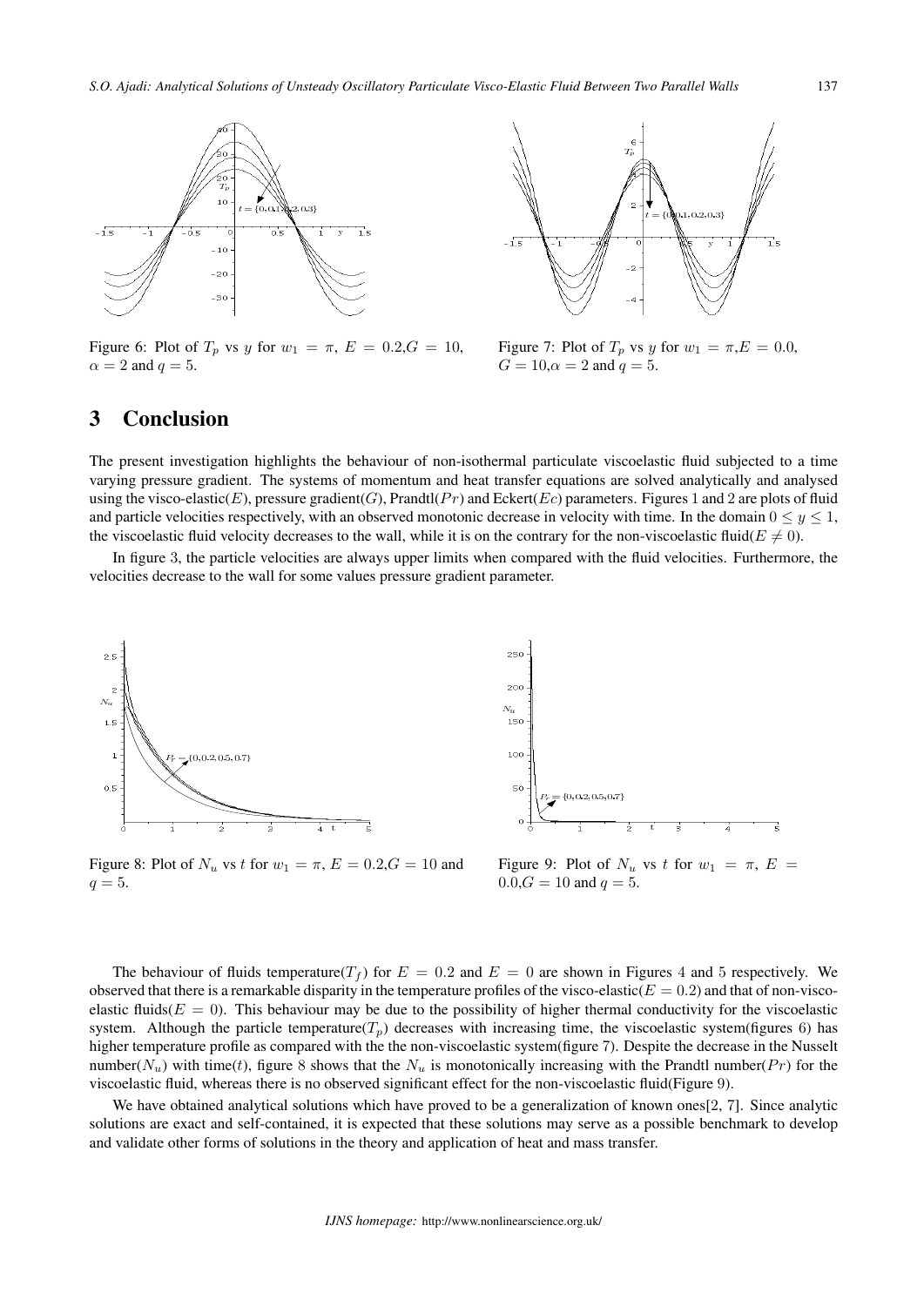40
30
20
$T_p$
10
$t = \{0, 0.1, 0.2, 0.3\}$
-1.5 -1 -0.5 0 0.5 1 y 1.5
-10
-20
-30

Figure 6: Plot of $T_p$ vs $y$ for $w_1 = \pi$, $E = 0.2$, $G = 10$, $\alpha = 2$ and $q = 5$.

6
$T_p$
4
2
$t = \{0, 0.1, 0.2, 0.3\}$
-1.5 -1 -0.5 0 0.5 y 1 1.5
-2
-4

Figure 7: Plot of $T_p$ vs $y$ for $w_1 = \pi$, $E = 0.0$, $G = 10$, $\alpha = 2$ and $q = 5$.

# 3 Conclusion

The present investigation highlights the behaviour of non-isothermal particulate viscoelastic fluid subjected to a time varying pressure gradient. The systems of momentum and heat transfer equations are solved analytically and analysed using the visco-elastic($E$), pressure gradient($G$), Prandtl($Pr$) and Eckert($Ec$) parameters. Figures 1 and 2 are plots of fluid and particle velocities respectively, with an observed monotonic decrease in velocity with time. In the domain $0 \leq y \leq 1$, the viscoelastic fluid velocity decreases to the wall, while it is on the contrary for the non-viscoelastic fluid($E \neq 0$).

In figure 3, the particle velocities are always upper limits when compared with the fluid velocities. Furthermore, the velocities decrease to the wall for some values pressure gradient parameter.

2.5
2
$N_u$
1.5
1
$P_r = \{0, 0.2, 0.5, 0.7\}$
0.5
0 1 2 3 4 t 5

Figure 8: Plot of $N_u$ vs $t$ for $w_1 = \pi$, $E = 0.2$, $G = 10$ and $q = 5$.

250
200
$N_u$
150
100
50
$P_r = \{0, 0.2, 0.5, 0.7\}$
0
0 1 2 t 3 4 5

Figure 9: Plot of $N_u$ vs $t$ for $w_1 = \pi$, $E = 0.0$, $G = 10$ and $q = 5$.

The behaviour of fluids temperature($T_f$) for $E = 0.2$ and $E = 0$ are shown in Figures 4 and 5 respectively. We observed that there is a remarkable disparity in the temperature profiles of the visco-elastic($E = 0.2$) and that of non-visco-elastic fluids($E = 0$). This behaviour may be due to the possibility of higher thermal conductivity for the viscoelastic system. Although the particle temperature($T_p$) decreases with increasing time, the viscoelastic system(figures 6) has higher temperature profile as compared with the the non-viscoelastic system(figure 7). Despite the decrease in the Nusselt number($N_u$) with time($t$), figure 8 shows that the $N_u$ is monotonically increasing with the Prandtl number($Pr$) for the viscoelastic fluid, whereas there is no observed significant effect for the non-viscoelastic fluid(Figure 9).

We have obtained analytical solutions which have proved to be a generalization of known ones[2, 7]. Since analytic solutions are exact and self-contained, it is expected that these solutions may serve as a possible benchmark to develop and validate other forms of solutions in the theory and application of heat and mass transfer.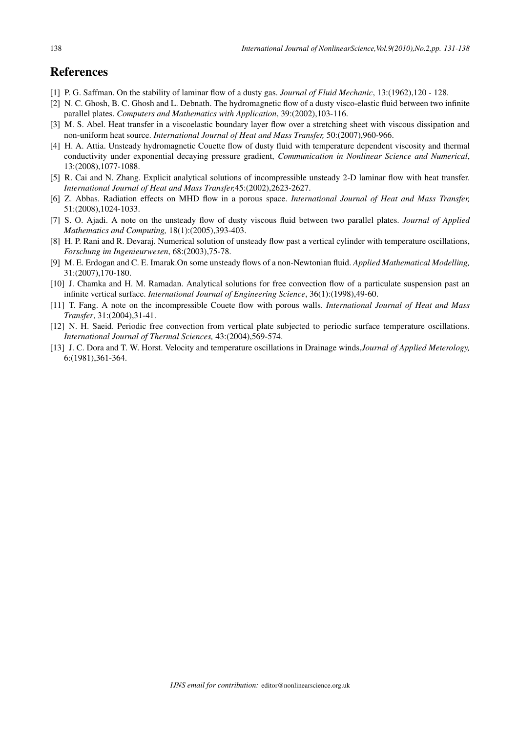## References

[1] P. G. Saffman. On the stability of laminar flow of a dusty gas. *Journal of Fluid Mechanic*, 13:(1962),120 - 128.

[2] N. C. Ghosh, B. C. Ghosh and L. Debnath. The hydromagnetic flow of a dusty visco-elastic fluid between two infinite parallel plates. *Computers and Mathematics with Application*, 39:(2002),103-116.

[3] M. S. Abel. Heat transfer in a viscoelastic boundary layer flow over a stretching sheet with viscous dissipation and non-uniform heat source. *International Journal of Heat and Mass Transfer,* 50:(2007),960-966.

[4] H. A. Attia. Unsteady hydromagnetic Couette flow of dusty fluid with temperature dependent viscosity and thermal conductivity under exponential decaying pressure gradient, *Communication in Nonlinear Science and Numerical*, 13:(2008),1077-1088.

[5] R. Cai and N. Zhang. Explicit analytical solutions of incompressible unsteady 2-D laminar flow with heat transfer. *International Journal of Heat and Mass Transfer,*45:(2002),2623-2627.

[6] Z. Abbas. Radiation effects on MHD flow in a porous space. *International Journal of Heat and Mass Transfer,* 51:(2008),1024-1033.

[7] S. O. Ajadi. A note on the unsteady flow of dusty viscous fluid between two parallel plates. *Journal of Applied Mathematics and Computing,* 18(1):(2005),393-403.

[8] H. P. Rani and R. Devaraj. Numerical solution of unsteady flow past a vertical cylinder with temperature oscillations, *Forschung im Ingenieurwesen*, 68:(2003),75-78.

[9] M. E. Erdogan and C. E. Imarak.On some unsteady flows of a non-Newtonian fluid. *Applied Mathematical Modelling,* 31:(2007),170-180.

[10] J. Chamka and H. M. Ramadan. Analytical solutions for free convection flow of a particulate suspension past an infinite vertical surface. *International Journal of Engineering Science*, 36(1):(1998),49-60.

[11] T. Fang. A note on the incompressible Couete flow with porous walls. *International Journal of Heat and Mass Transfer*, 31:(2004),31-41.

[12] N. H. Saeid. Periodic free convection from vertical plate subjected to periodic surface temperature oscillations. *International Journal of Thermal Sciences,* 43:(2004),569-574.

[13] J. C. Dora and T. W. Horst. Velocity and temperature oscillations in Drainage winds,*Journal of Applied Meterology,* 6:(1981),361-364.